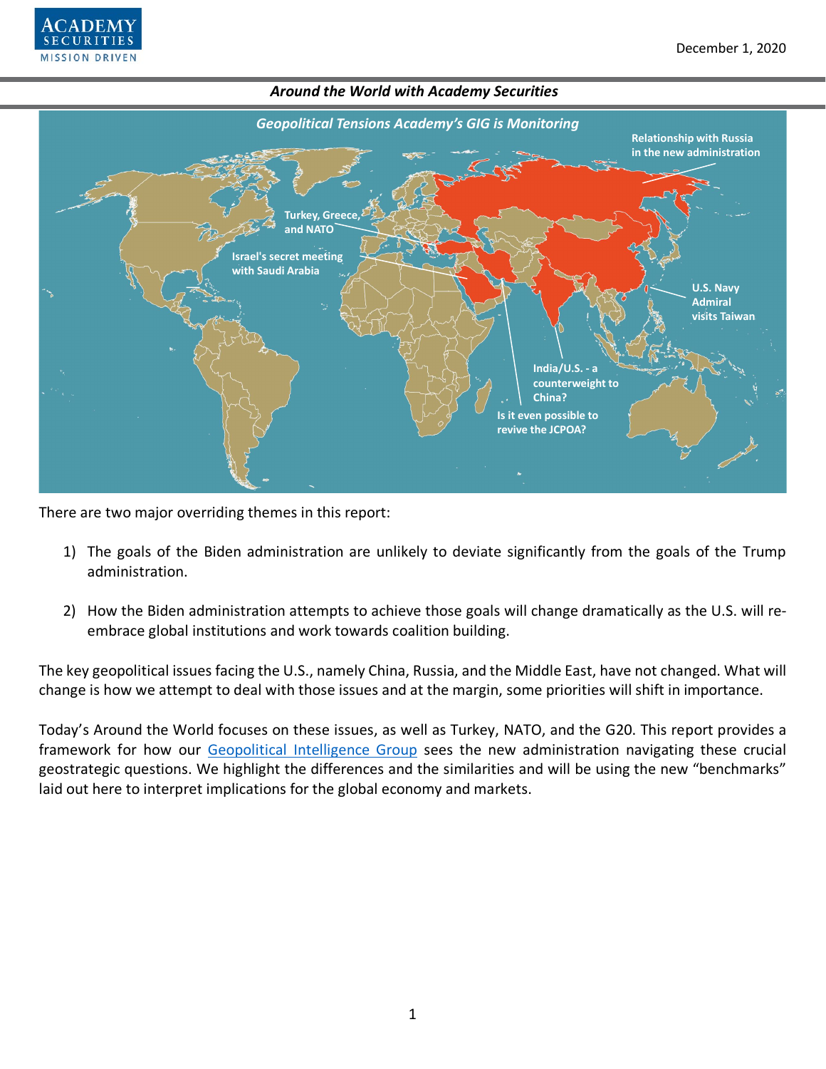December 1, 2020

## Around the World with Academy Securities

### Geopolitical Tensions Academy's GIG is Monitoring

- Relationship with Russia in the new administration
- Turkey, Greece, and NATO
- Israel's secret meeting with Saudi Arabia
- U.S. Navy Admiral visits Taiwan
- India/U.S. - a counterweight to China?
- Is it even possible to revive the JCPOA?

There are two major overriding themes in this report:

1) The goals of the Biden administration are unlikely to deviate significantly from the goals of the Trump administration.

2) How the Biden administration attempts to achieve those goals will change dramatically as the U.S. will re-embrace global institutions and work towards coalition building.

The key geopolitical issues facing the U.S., namely China, Russia, and the Middle East, have not changed. What will change is how we attempt to deal with those issues and at the margin, some priorities will shift in importance.

Today's Around the World focuses on these issues, as well as Turkey, NATO, and the G20. This report provides a framework for how our Geopolitical Intelligence Group sees the new administration navigating these crucial geostrategic questions. We highlight the differences and the similarities and will be using the new "benchmarks" laid out here to interpret implications for the global economy and markets.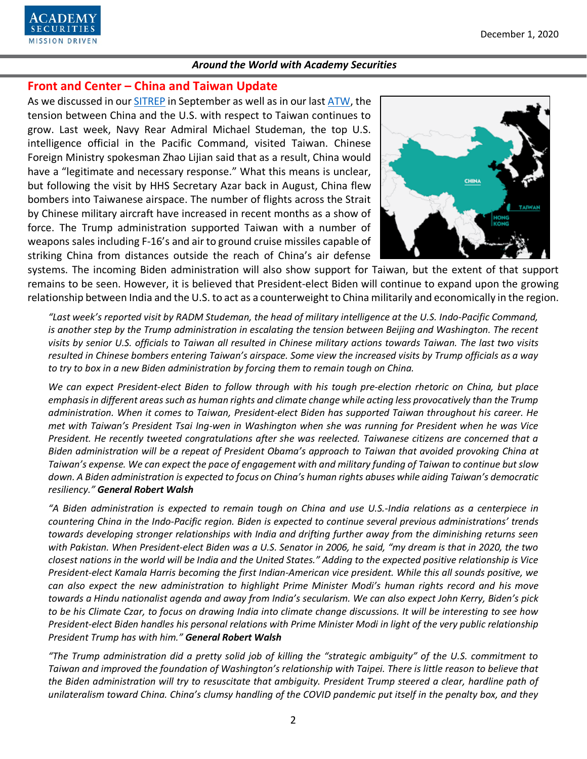## Front and Center – China and Taiwan Update

As we discussed in our SITREP in September as well as in our last ATW, the tension between China and the U.S. with respect to Taiwan continues to grow. Last week, Navy Rear Admiral Michael Studeman, the top U.S. intelligence official in the Pacific Command, visited Taiwan. Chinese Foreign Ministry spokesman Zhao Lijian said that as a result, China would have a "legitimate and necessary response." What this means is unclear, but following the visit by HHS Secretary Azar back in August, China flew bombers into Taiwanese airspace. The number of flights across the Strait by Chinese military aircraft have increased in recent months as a show of force. The Trump administration supported Taiwan with a number of weapons sales including F-16's and air to ground cruise missiles capable of striking China from distances outside the reach of China's air defense systems. The incoming Biden administration will also show support for Taiwan, but the extent of that support remains to be seen. However, it is believed that President-elect Biden will continue to expand upon the growing relationship between India and the U.S. to act as a counterweight to China militarily and economically in the region.

*"Last week's reported visit by RADM Studeman, the head of military intelligence at the U.S. Indo-Pacific Command, is another step by the Trump administration in escalating the tension between Beijing and Washington. The recent visits by senior U.S. officials to Taiwan all resulted in Chinese military actions towards Taiwan. The last two visits resulted in Chinese bombers entering Taiwan's airspace. Some view the increased visits by Trump officials as a way to try to box in a new Biden administration by forcing them to remain tough on China.*

*We can expect President-elect Biden to follow through with his tough pre-election rhetoric on China, but place emphasis in different areas such as human rights and climate change while acting less provocatively than the Trump administration. When it comes to Taiwan, President-elect Biden has supported Taiwan throughout his career. He met with Taiwan's President Tsai Ing-wen in Washington when she was running for President when he was Vice President. He recently tweeted congratulations after she was reelected. Taiwanese citizens are concerned that a Biden administration will be a repeat of President Obama's approach to Taiwan that avoided provoking China at Taiwan's expense. We can expect the pace of engagement with and military funding of Taiwan to continue but slow down. A Biden administration is expected to focus on China's human rights abuses while aiding Taiwan's democratic resiliency."* ***General Robert Walsh***

*"A Biden administration is expected to remain tough on China and use U.S.-India relations as a centerpiece in countering China in the Indo-Pacific region. Biden is expected to continue several previous administrations' trends towards developing stronger relationships with India and drifting further away from the diminishing returns seen with Pakistan. When President-elect Biden was a U.S. Senator in 2006, he said, "my dream is that in 2020, the two closest nations in the world will be India and the United States." Adding to the expected positive relationship is Vice President-elect Kamala Harris becoming the first Indian-American vice president. While this all sounds positive, we can also expect the new administration to highlight Prime Minister Modi's human rights record and his move towards a Hindu nationalist agenda and away from India's secularism. We can also expect John Kerry, Biden's pick to be his Climate Czar, to focus on drawing India into climate change discussions. It will be interesting to see how President-elect Biden handles his personal relations with Prime Minister Modi in light of the very public relationship President Trump has with him."* ***General Robert Walsh***

*"The Trump administration did a pretty solid job of killing the "strategic ambiguity" of the U.S. commitment to Taiwan and improved the foundation of Washington's relationship with Taipei. There is little reason to believe that the Biden administration will try to resuscitate that ambiguity. President Trump steered a clear, hardline path of unilateralism toward China. China's clumsy handling of the COVID pandemic put itself in the penalty box, and they*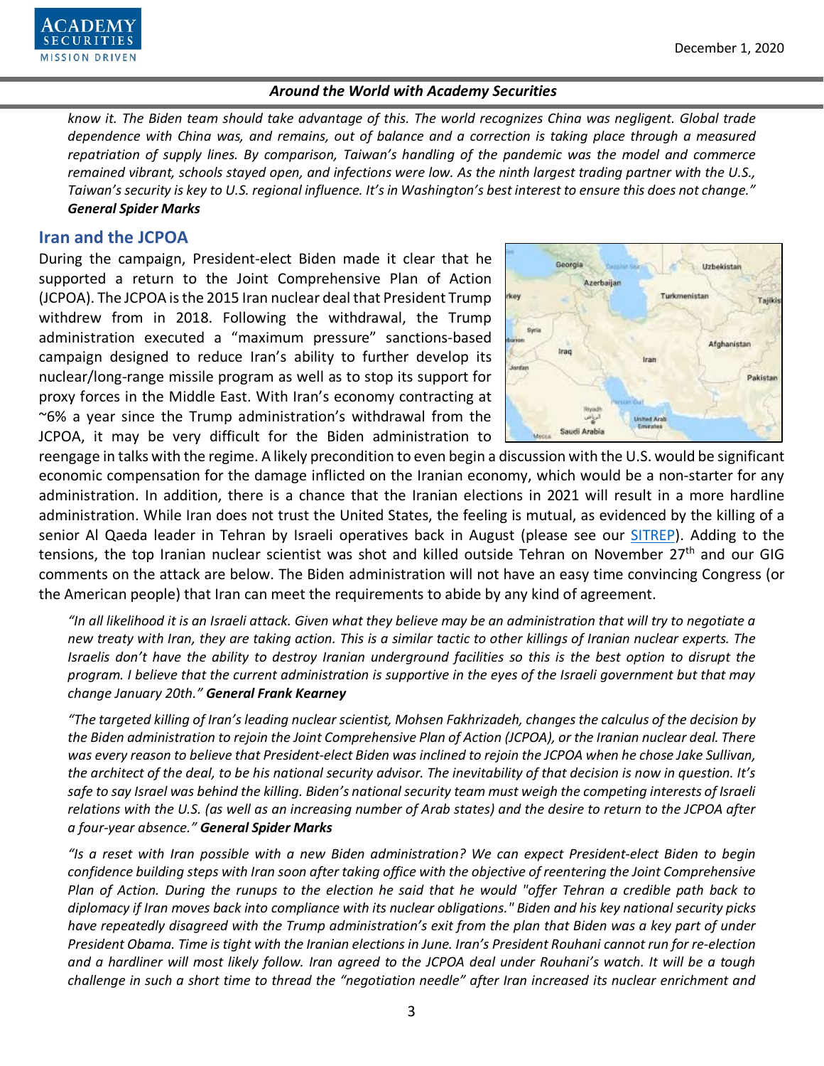*know it. The Biden team should take advantage of this. The world recognizes China was negligent. Global trade dependence with China was, and remains, out of balance and a correction is taking place through a measured repatriation of supply lines. By comparison, Taiwan's handling of the pandemic was the model and commerce remained vibrant, schools stayed open, and infections were low. As the ninth largest trading partner with the U.S., Taiwan's security is key to U.S. regional influence. It's in Washington's best interest to ensure this does not change."* ***General Spider Marks***

## Iran and the JCPOA

During the campaign, President-elect Biden made it clear that he supported a return to the Joint Comprehensive Plan of Action (JCPOA). The JCPOA is the 2015 Iran nuclear deal that President Trump withdrew from in 2018. Following the withdrawal, the Trump administration executed a "maximum pressure" sanctions-based campaign designed to reduce Iran's ability to further develop its nuclear/long-range missile program as well as to stop its support for proxy forces in the Middle East. With Iran's economy contracting at ~6% a year since the Trump administration's withdrawal from the JCPOA, it may be very difficult for the Biden administration to reengage in talks with the regime. A likely precondition to even begin a discussion with the U.S. would be significant economic compensation for the damage inflicted on the Iranian economy, which would be a non-starter for any administration. In addition, there is a chance that the Iranian elections in 2021 will result in a more hardline administration. While Iran does not trust the United States, the feeling is mutual, as evidenced by the killing of a senior Al Qaeda leader in Tehran by Israeli operatives back in August (please see our SITREP). Adding to the tensions, the top Iranian nuclear scientist was shot and killed outside Tehran on November 27th and our GIG comments on the attack are below. The Biden administration will not have an easy time convincing Congress (or the American people) that Iran can meet the requirements to abide by any kind of agreement.

*"In all likelihood it is an Israeli attack. Given what they believe may be an administration that will try to negotiate a new treaty with Iran, they are taking action. This is a similar tactic to other killings of Iranian nuclear experts. The Israelis don't have the ability to destroy Iranian underground facilities so this is the best option to disrupt the program. I believe that the current administration is supportive in the eyes of the Israeli government but that may change January 20th."* ***General Frank Kearney***

*"The targeted killing of Iran's leading nuclear scientist, Mohsen Fakhrizadeh, changes the calculus of the decision by the Biden administration to rejoin the Joint Comprehensive Plan of Action (JCPOA), or the Iranian nuclear deal. There was every reason to believe that President-elect Biden was inclined to rejoin the JCPOA when he chose Jake Sullivan, the architect of the deal, to be his national security advisor. The inevitability of that decision is now in question. It's safe to say Israel was behind the killing. Biden's national security team must weigh the competing interests of Israeli relations with the U.S. (as well as an increasing number of Arab states) and the desire to return to the JCPOA after a four-year absence."* ***General Spider Marks***

*"Is a reset with Iran possible with a new Biden administration? We can expect President-elect Biden to begin confidence building steps with Iran soon after taking office with the objective of reentering the Joint Comprehensive Plan of Action. During the runups to the election he said that he would "offer Tehran a credible path back to diplomacy if Iran moves back into compliance with its nuclear obligations." Biden and his key national security picks have repeatedly disagreed with the Trump administration's exit from the plan that Biden was a key part of under President Obama. Time is tight with the Iranian elections in June. Iran's President Rouhani cannot run for re-election and a hardliner will most likely follow. Iran agreed to the JCPOA deal under Rouhani's watch. It will be a tough challenge in such a short time to thread the "negotiation needle" after Iran increased its nuclear enrichment and*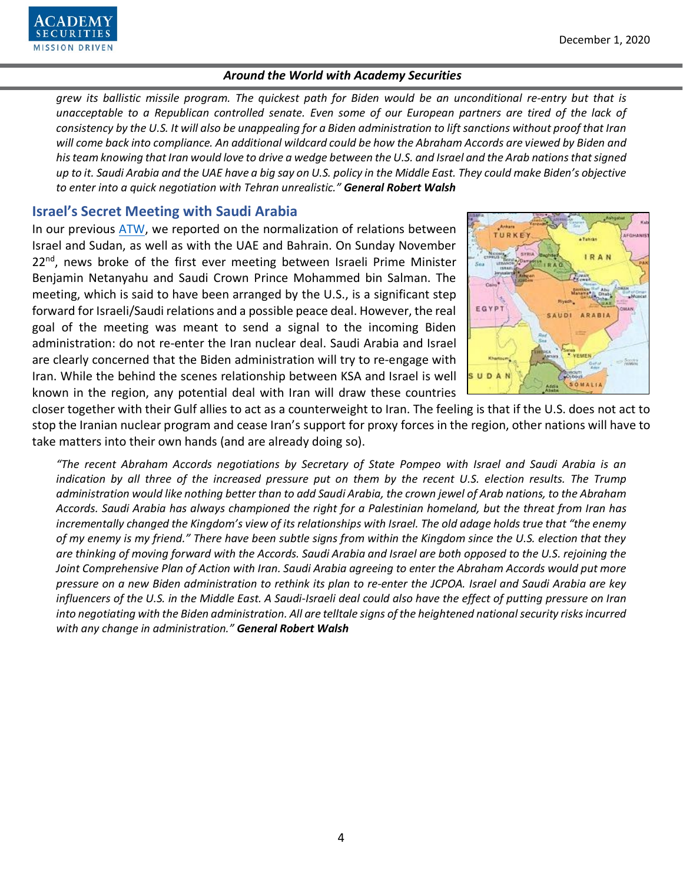*grew its ballistic missile program. The quickest path for Biden would be an unconditional re-entry but that is unacceptable to a Republican controlled senate. Even some of our European partners are tired of the lack of consistency by the U.S. It will also be unappealing for a Biden administration to lift sanctions without proof that Iran will come back into compliance. An additional wildcard could be how the Abraham Accords are viewed by Biden and his team knowing that Iran would love to drive a wedge between the U.S. and Israel and the Arab nations that signed up to it. Saudi Arabia and the UAE have a big say on U.S. policy in the Middle East. They could make Biden's objective to enter into a quick negotiation with Tehran unrealistic."* ***General Robert Walsh***

## Israel's Secret Meeting with Saudi Arabia

In our previous ATW, we reported on the normalization of relations between Israel and Sudan, as well as with the UAE and Bahrain. On Sunday November 22nd, news broke of the first ever meeting between Israeli Prime Minister Benjamin Netanyahu and Saudi Crown Prince Mohammed bin Salman. The meeting, which is said to have been arranged by the U.S., is a significant step forward for Israeli/Saudi relations and a possible peace deal. However, the real goal of the meeting was meant to send a signal to the incoming Biden administration: do not re-enter the Iran nuclear deal. Saudi Arabia and Israel are clearly concerned that the Biden administration will try to re-engage with Iran. While the behind the scenes relationship between KSA and Israel is well known in the region, any potential deal with Iran will draw these countries closer together with their Gulf allies to act as a counterweight to Iran. The feeling is that if the U.S. does not act to stop the Iranian nuclear program and cease Iran's support for proxy forces in the region, other nations will have to take matters into their own hands (and are already doing so).

*"The recent Abraham Accords negotiations by Secretary of State Pompeo with Israel and Saudi Arabia is an indication by all three of the increased pressure put on them by the recent U.S. election results. The Trump administration would like nothing better than to add Saudi Arabia, the crown jewel of Arab nations, to the Abraham Accords. Saudi Arabia has always championed the right for a Palestinian homeland, but the threat from Iran has incrementally changed the Kingdom's view of its relationships with Israel. The old adage holds true that "the enemy of my enemy is my friend." There have been subtle signs from within the Kingdom since the U.S. election that they are thinking of moving forward with the Accords. Saudi Arabia and Israel are both opposed to the U.S. rejoining the Joint Comprehensive Plan of Action with Iran. Saudi Arabia agreeing to enter the Abraham Accords would put more pressure on a new Biden administration to rethink its plan to re-enter the JCPOA. Israel and Saudi Arabia are key influencers of the U.S. in the Middle East. A Saudi-Israeli deal could also have the effect of putting pressure on Iran into negotiating with the Biden administration. All are telltale signs of the heightened national security risks incurred with any change in administration."* ***General Robert Walsh***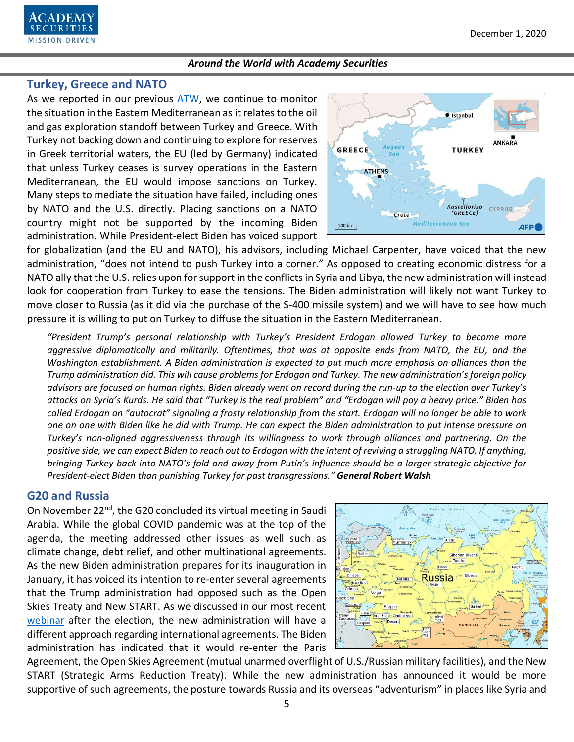## Turkey, Greece and NATO

As we reported in our previous ATW, we continue to monitor the situation in the Eastern Mediterranean as it relates to the oil and gas exploration standoff between Turkey and Greece. With Turkey not backing down and continuing to explore for reserves in Greek territorial waters, the EU (led by Germany) indicated that unless Turkey ceases is survey operations in the Eastern Mediterranean, the EU would impose sanctions on Turkey. Many steps to mediate the situation have failed, including ones by NATO and the U.S. directly. Placing sanctions on a NATO country might not be supported by the incoming Biden administration. While President-elect Biden has voiced support for globalization (and the EU and NATO), his advisors, including Michael Carpenter, have voiced that the new administration, "does not intend to push Turkey into a corner." As opposed to creating economic distress for a NATO ally that the U.S. relies upon for support in the conflicts in Syria and Libya, the new administration will instead look for cooperation from Turkey to ease the tensions. The Biden administration will likely not want Turkey to move closer to Russia (as it did via the purchase of the S-400 missile system) and we will have to see how much pressure it is willing to put on Turkey to diffuse the situation in the Eastern Mediterranean.

> *"President Trump's personal relationship with Turkey's President Erdogan allowed Turkey to become more aggressive diplomatically and militarily. Oftentimes, that was at opposite ends from NATO, the EU, and the Washington establishment. A Biden administration is expected to put much more emphasis on alliances than the Trump administration did. This will cause problems for Erdogan and Turkey. The new administration's foreign policy advisors are focused on human rights. Biden already went on record during the run-up to the election over Turkey's attacks on Syria's Kurds. He said that "Turkey is the real problem" and "Erdogan will pay a heavy price." Biden has called Erdogan an "autocrat" signaling a frosty relationship from the start. Erdogan will no longer be able to work one on one with Biden like he did with Trump. He can expect the Biden administration to put intense pressure on Turkey's non-aligned aggressiveness through its willingness to work through alliances and partnering. On the positive side, we can expect Biden to reach out to Erdogan with the intent of reviving a struggling NATO. If anything, bringing Turkey back into NATO's fold and away from Putin's influence should be a larger strategic objective for President-elect Biden than punishing Turkey for past transgressions."* **General Robert Walsh**

## G20 and Russia

On November 22nd, the G20 concluded its virtual meeting in Saudi Arabia. While the global COVID pandemic was at the top of the agenda, the meeting addressed other issues as well such as climate change, debt relief, and other multinational agreements. As the new Biden administration prepares for its inauguration in January, it has voiced its intention to re-enter several agreements that the Trump administration had opposed such as the Open Skies Treaty and New START. As we discussed in our most recent webinar after the election, the new administration will have a different approach regarding international agreements. The Biden administration has indicated that it would re-enter the Paris Agreement, the Open Skies Agreement (mutual unarmed overflight of U.S./Russian military facilities), and the New START (Strategic Arms Reduction Treaty). While the new administration has announced it would be more supportive of such agreements, the posture towards Russia and its overseas "adventurism" in places like Syria and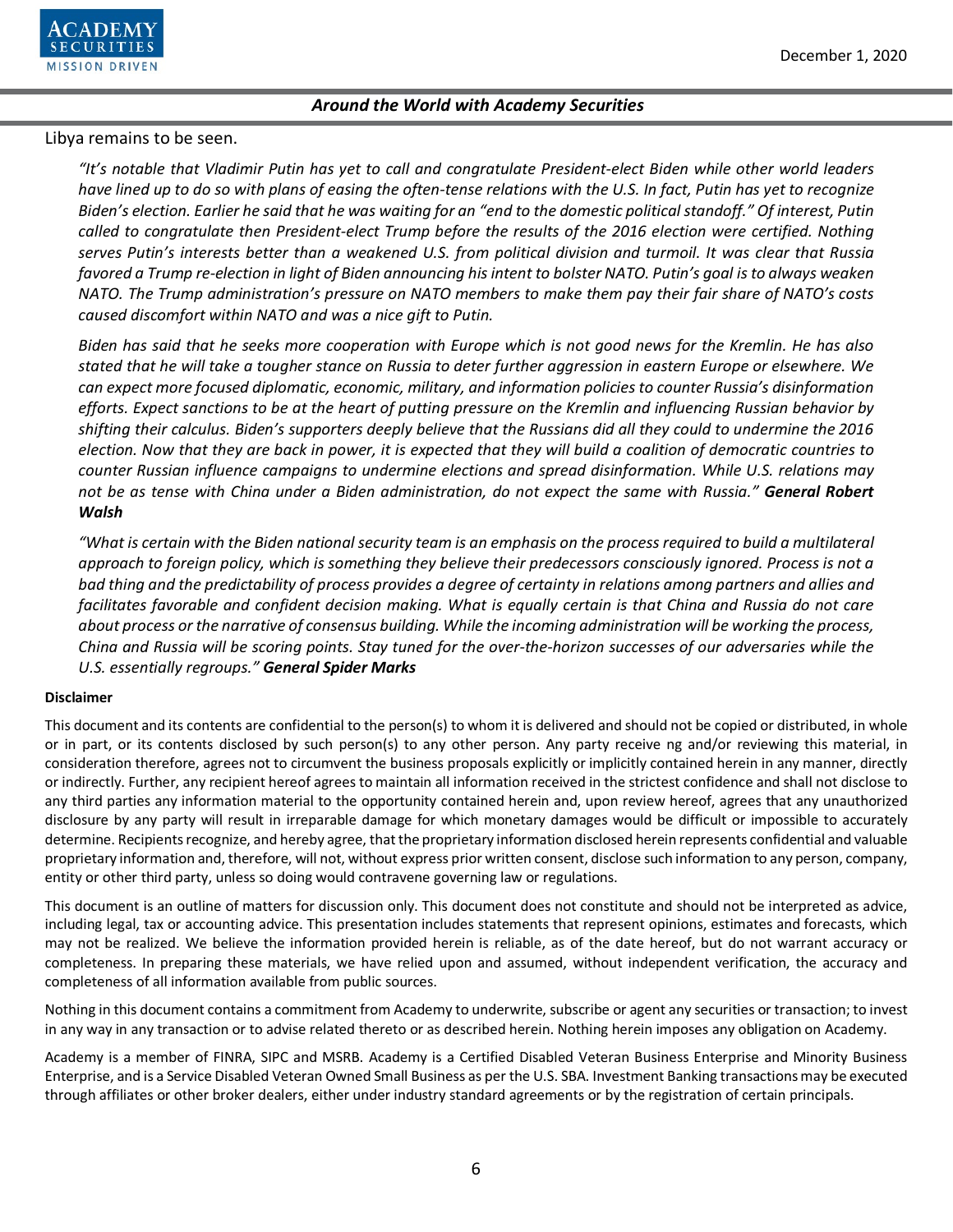Libya remains to be seen.

*"It's notable that Vladimir Putin has yet to call and congratulate President-elect Biden while other world leaders have lined up to do so with plans of easing the often-tense relations with the U.S. In fact, Putin has yet to recognize Biden's election. Earlier he said that he was waiting for an "end to the domestic political standoff." Of interest, Putin called to congratulate then President-elect Trump before the results of the 2016 election were certified. Nothing serves Putin's interests better than a weakened U.S. from political division and turmoil. It was clear that Russia favored a Trump re-election in light of Biden announcing his intent to bolster NATO. Putin's goal is to always weaken NATO. The Trump administration's pressure on NATO members to make them pay their fair share of NATO's costs caused discomfort within NATO and was a nice gift to Putin.*

*Biden has said that he seeks more cooperation with Europe which is not good news for the Kremlin. He has also stated that he will take a tougher stance on Russia to deter further aggression in eastern Europe or elsewhere. We can expect more focused diplomatic, economic, military, and information policies to counter Russia's disinformation efforts. Expect sanctions to be at the heart of putting pressure on the Kremlin and influencing Russian behavior by shifting their calculus. Biden's supporters deeply believe that the Russians did all they could to undermine the 2016 election. Now that they are back in power, it is expected that they will build a coalition of democratic countries to counter Russian influence campaigns to undermine elections and spread disinformation. While U.S. relations may not be as tense with China under a Biden administration, do not expect the same with Russia."* ***General Robert Walsh***

*"What is certain with the Biden national security team is an emphasis on the process required to build a multilateral approach to foreign policy, which is something they believe their predecessors consciously ignored. Process is not a bad thing and the predictability of process provides a degree of certainty in relations among partners and allies and facilitates favorable and confident decision making. What is equally certain is that China and Russia do not care about process or the narrative of consensus building. While the incoming administration will be working the process, China and Russia will be scoring points. Stay tuned for the over-the-horizon successes of our adversaries while the U.S. essentially regroups."* ***General Spider Marks***

**Disclaimer**

This document and its contents are confidential to the person(s) to whom it is delivered and should not be copied or distributed, in whole or in part, or its contents disclosed by such person(s) to any other person. Any party receive ng and/or reviewing this material, in consideration therefore, agrees not to circumvent the business proposals explicitly or implicitly contained herein in any manner, directly or indirectly. Further, any recipient hereof agrees to maintain all information received in the strictest confidence and shall not disclose to any third parties any information material to the opportunity contained herein and, upon review hereof, agrees that any unauthorized disclosure by any party will result in irreparable damage for which monetary damages would be difficult or impossible to accurately determine. Recipients recognize, and hereby agree, that the proprietary information disclosed herein represents confidential and valuable proprietary information and, therefore, will not, without express prior written consent, disclose such information to any person, company, entity or other third party, unless so doing would contravene governing law or regulations.

This document is an outline of matters for discussion only. This document does not constitute and should not be interpreted as advice, including legal, tax or accounting advice. This presentation includes statements that represent opinions, estimates and forecasts, which may not be realized. We believe the information provided herein is reliable, as of the date hereof, but do not warrant accuracy or completeness. In preparing these materials, we have relied upon and assumed, without independent verification, the accuracy and completeness of all information available from public sources.

Nothing in this document contains a commitment from Academy to underwrite, subscribe or agent any securities or transaction; to invest in any way in any transaction or to advise related thereto or as described herein. Nothing herein imposes any obligation on Academy.

Academy is a member of FINRA, SIPC and MSRB. Academy is a Certified Disabled Veteran Business Enterprise and Minority Business Enterprise, and is a Service Disabled Veteran Owned Small Business as per the U.S. SBA. Investment Banking transactions may be executed through affiliates or other broker dealers, either under industry standard agreements or by the registration of certain principals.